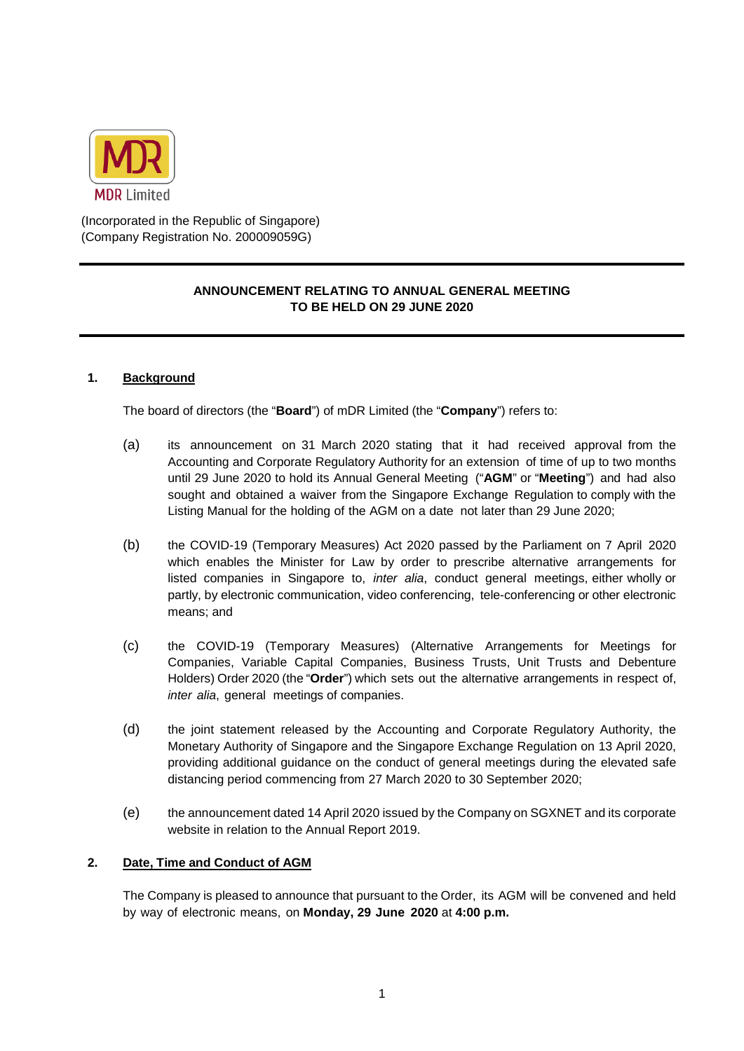MDR Limited

(Incorporated in the Republic of Singapore)
(Company Registration No. 200009059G)

---

**ANNOUNCEMENT RELATING TO ANNUAL GENERAL MEETING TO BE HELD ON 29 JUNE 2020**

---

## 1. Background

The board of directors (the "**Board**") of mDR Limited (the "**Company**") refers to:

(a) its announcement on 31 March 2020 stating that it had received approval from the Accounting and Corporate Regulatory Authority for an extension of time of up to two months until 29 June 2020 to hold its Annual General Meeting ("**AGM**" or "**Meeting**") and had also sought and obtained a waiver from the Singapore Exchange Regulation to comply with the Listing Manual for the holding of the AGM on a date not later than 29 June 2020;

(b) the COVID-19 (Temporary Measures) Act 2020 passed by the Parliament on 7 April 2020 which enables the Minister for Law by order to prescribe alternative arrangements for listed companies in Singapore to, *inter alia*, conduct general meetings, either wholly or partly, by electronic communication, video conferencing, tele-conferencing or other electronic means; and

(c) the COVID-19 (Temporary Measures) (Alternative Arrangements for Meetings for Companies, Variable Capital Companies, Business Trusts, Unit Trusts and Debenture Holders) Order 2020 (the "**Order**") which sets out the alternative arrangements in respect of, *inter alia*, general meetings of companies.

(d) the joint statement released by the Accounting and Corporate Regulatory Authority, the Monetary Authority of Singapore and the Singapore Exchange Regulation on 13 April 2020, providing additional guidance on the conduct of general meetings during the elevated safe distancing period commencing from 27 March 2020 to 30 September 2020;

(e) the announcement dated 14 April 2020 issued by the Company on SGXNET and its corporate website in relation to the Annual Report 2019.

## 2. Date, Time and Conduct of AGM

The Company is pleased to announce that pursuant to the Order, its AGM will be convened and held by way of electronic means, on **Monday, 29 June 2020** at **4:00 p.m.**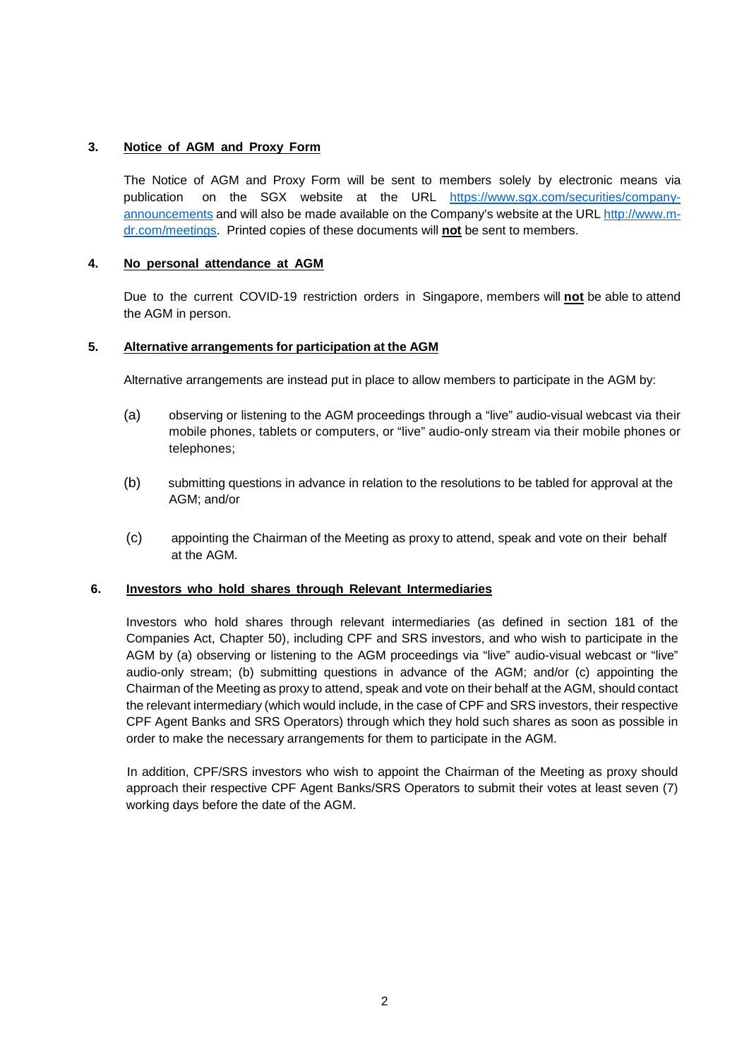### 3. Notice of AGM and Proxy Form

The Notice of AGM and Proxy Form will be sent to members solely by electronic means via publication on the SGX website at the URL https://www.sgx.com/securities/company-announcements and will also be made available on the Company's website at the URL http://www.m-dr.com/meetings. Printed copies of these documents will **not** be sent to members.

### 4. No personal attendance at AGM

Due to the current COVID-19 restriction orders in Singapore, members will **not** be able to attend the AGM in person.

### 5. Alternative arrangements for participation at the AGM

Alternative arrangements are instead put in place to allow members to participate in the AGM by:

(a) observing or listening to the AGM proceedings through a "live" audio-visual webcast via their mobile phones, tablets or computers, or "live" audio-only stream via their mobile phones or telephones;

(b) submitting questions in advance in relation to the resolutions to be tabled for approval at the AGM; and/or

(c) appointing the Chairman of the Meeting as proxy to attend, speak and vote on their behalf at the AGM.

### 6. Investors who hold shares through Relevant Intermediaries

Investors who hold shares through relevant intermediaries (as defined in section 181 of the Companies Act, Chapter 50), including CPF and SRS investors, and who wish to participate in the AGM by (a) observing or listening to the AGM proceedings via "live" audio-visual webcast or "live" audio-only stream; (b) submitting questions in advance of the AGM; and/or (c) appointing the Chairman of the Meeting as proxy to attend, speak and vote on their behalf at the AGM, should contact the relevant intermediary (which would include, in the case of CPF and SRS investors, their respective CPF Agent Banks and SRS Operators) through which they hold such shares as soon as possible in order to make the necessary arrangements for them to participate in the AGM.

In addition, CPF/SRS investors who wish to appoint the Chairman of the Meeting as proxy should approach their respective CPF Agent Banks/SRS Operators to submit their votes at least seven (7) working days before the date of the AGM.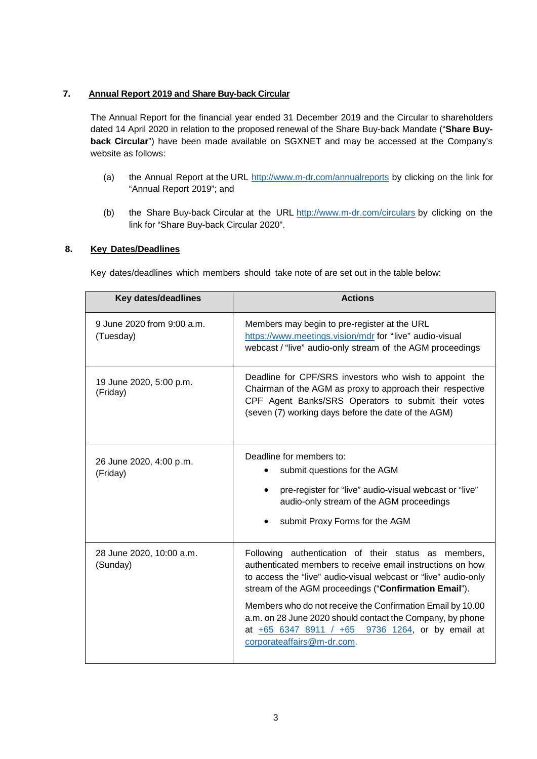## 7. Annual Report 2019 and Share Buy-back Circular

The Annual Report for the financial year ended 31 December 2019 and the Circular to shareholders dated 14 April 2020 in relation to the proposed renewal of the Share Buy-back Mandate ("**Share Buy-back Circular**") have been made available on SGXNET and may be accessed at the Company's website as follows:

(a) the Annual Report at the URL http://www.m-dr.com/annualreports by clicking on the link for "Annual Report 2019"; and

(b) the Share Buy-back Circular at the URL http://www.m-dr.com/circulars by clicking on the link for "Share Buy-back Circular 2020".

## 8. Key Dates/Deadlines

Key dates/deadlines which members should take note of are set out in the table below:

| Key dates/deadlines | Actions |
|---|---|
| 9 June 2020 from 9:00 a.m. (Tuesday) | Members may begin to pre-register at the URL https://www.meetings.vision/mdr for "live" audio-visual webcast / "live" audio-only stream of the AGM proceedings |
| 19 June 2020, 5:00 p.m. (Friday) | Deadline for CPF/SRS investors who wish to appoint the Chairman of the AGM as proxy to approach their respective CPF Agent Banks/SRS Operators to submit their votes (seven (7) working days before the date of the AGM) |
| 26 June 2020, 4:00 p.m. (Friday) | Deadline for members to:<br>• submit questions for the AGM<br>• pre-register for "live" audio-visual webcast or "live" audio-only stream of the AGM proceedings<br>• submit Proxy Forms for the AGM |
| 28 June 2020, 10:00 a.m. (Sunday) | Following authentication of their status as members, authenticated members to receive email instructions on how to access the "live" audio-visual webcast or "live" audio-only stream of the AGM proceedings ("**Confirmation Email**").<br><br>Members who do not receive the Confirmation Email by 10.00 a.m. on 28 June 2020 should contact the Company, by phone at +65 6347 8911 / +65 9736 1264, or by email at corporateaffairs@m-dr.com. |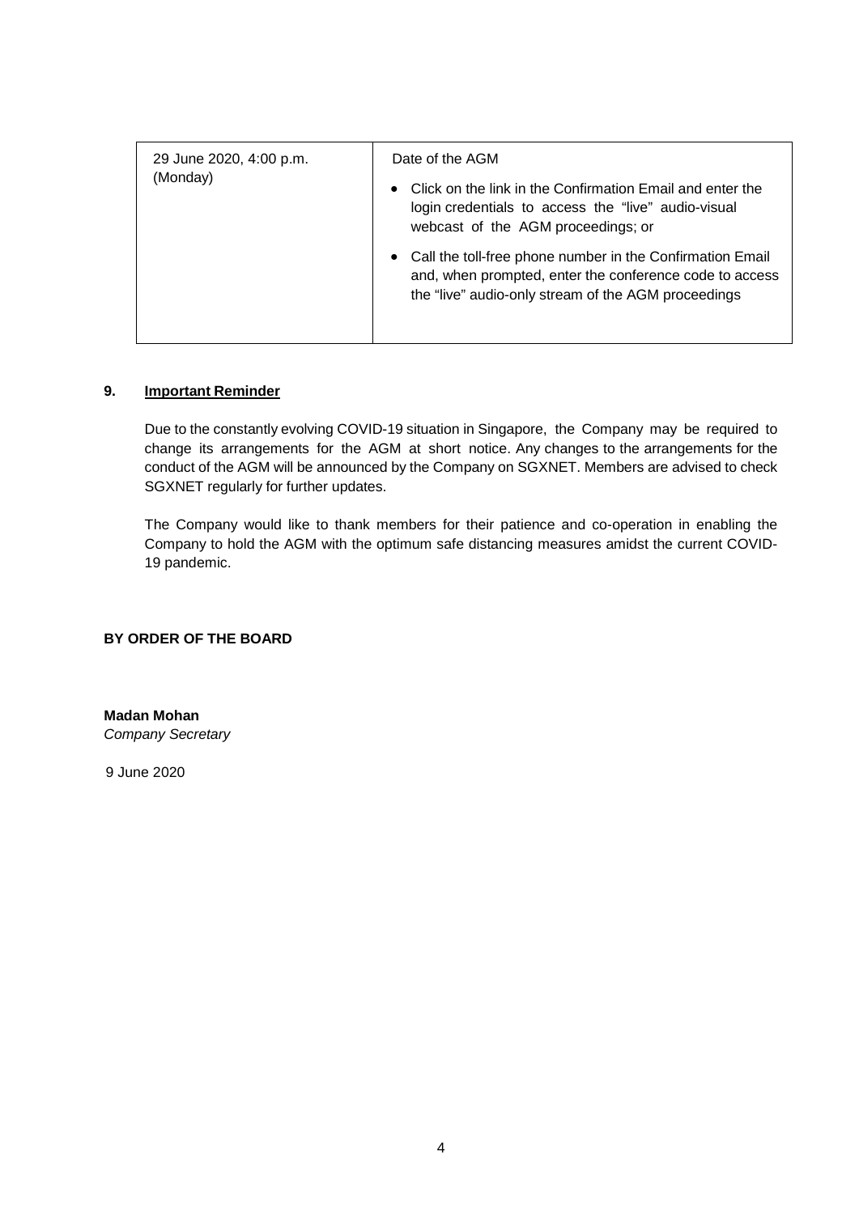| | |
|---|---|
| 29 June 2020, 4:00 p.m. (Monday) | Date of the AGM<br>• Click on the link in the Confirmation Email and enter the login credentials to access the "live" audio-visual webcast of the AGM proceedings; or<br>• Call the toll-free phone number in the Confirmation Email and, when prompted, enter the conference code to access the "live" audio-only stream of the AGM proceedings |

**9. Important Reminder**

Due to the constantly evolving COVID-19 situation in Singapore, the Company may be required to change its arrangements for the AGM at short notice. Any changes to the arrangements for the conduct of the AGM will be announced by the Company on SGXNET. Members are advised to check SGXNET regularly for further updates.

The Company would like to thank members for their patience and co-operation in enabling the Company to hold the AGM with the optimum safe distancing measures amidst the current COVID-19 pandemic.

**BY ORDER OF THE BOARD**

**Madan Mohan**
*Company Secretary*

9 June 2020